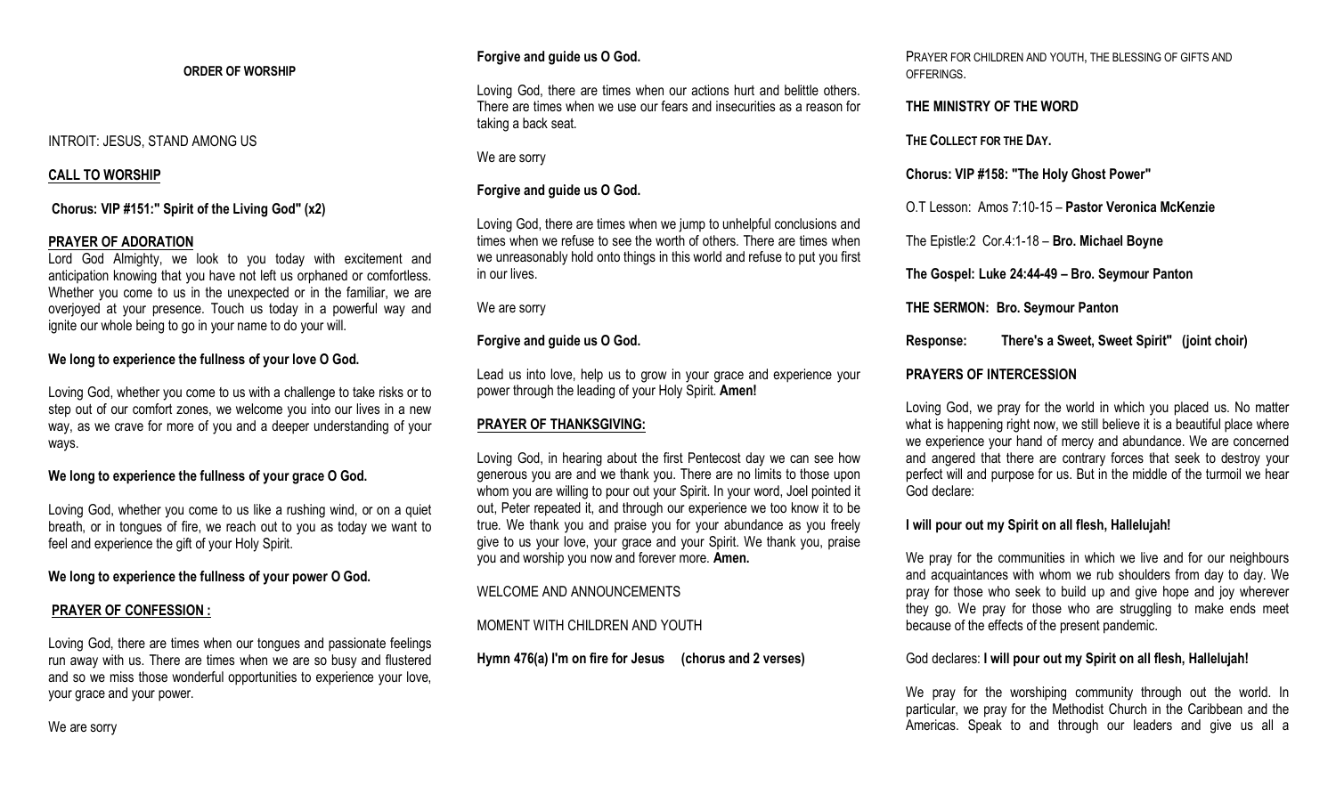**ORDER OF WORSHIP**

INTROIT: JESUS, STAND AMONG US

**CALL TO WORSHIP**

**Chorus: VIP #151:" Spirit of the Living God" (x2)**

**PRAYER OF ADORATION**

Lord God Almighty, we look to you today with excitement and anticipation knowing that you have not left us orphaned or comfortless. Whether you come to us in the unexpected or in the familiar, we are overjoyed at your presence. Touch us today in a powerful way and ignite our whole being to go in your name to do your will.

**We long to experience the fullness of your love O God.**

Loving God, whether you come to us with a challenge to take risks or to step out of our comfort zones, we welcome you into our lives in a new way, as we crave for more of you and a deeper understanding of your ways.

**We long to experience the fullness of your grace O God.**

Loving God, whether you come to us like a rushing wind, or on a quiet breath, or in tongues of fire, we reach out to you as today we want to feel and experience the gift of your Holy Spirit.

**We long to experience the fullness of your power O God.**

**PRAYER OF CONFESSION :**

Loving God, there are times when our tongues and passionate feelings run away with us. There are times when we are so busy and flustered and so we miss those wonderful opportunities to experience your love, your grace and your power.

We are sorry

**Forgive and guide us O God.**

Loving God, there are times when our actions hurt and belittle others. There are times when we use our fears and insecurities as a reason for taking a back seat.

We are sorry

**Forgive and guide us O God.**

Loving God, there are times when we jump to unhelpful conclusions and times when we refuse to see the worth of others. There are times when we unreasonably hold onto things in this world and refuse to put you first in our lives.

We are sorry

**Forgive and guide us O God.**

Lead us into love, help us to grow in your grace and experience your power through the leading of your Holy Spirit. **Amen!**

**PRAYER OF THANKSGIVING:**

Loving God, in hearing about the first Pentecost day we can see how generous you are and we thank you. There are no limits to those upon whom you are willing to pour out your Spirit. In your word, Joel pointed it out, Peter repeated it, and through our experience we too know it to be true. We thank you and praise you for your abundance as you freely give to us your love, your grace and your Spirit. We thank you, praise you and worship you now and forever more. **Amen.**

WELCOME AND ANNOUNCEMENTS

MOMENT WITH CHILDREN AND YOUTH

**Hymn 476(a) I'm on fire for Jesus (chorus and 2 verses)**

PRAYER FOR CHILDREN AND YOUTH, THE BLESSING OF GIFTS AND OFFERINGS.

**THE MINISTRY OF THE WORD**

**THE COLLECT FOR THE DAY.**

**Chorus: VIP #158: "The Holy Ghost Power"**

O.T Lesson: Amos 7:10-15 – **Pastor Veronica McKenzie**

The Epistle:2 Cor.4:1-18 – **Bro. Michael Boyne**

**The Gospel: Luke 24:44-49 – Bro. Seymour Panton**

**THE SERMON: Bro. Seymour Panton**

**Response: There's a Sweet, Sweet Spirit" (joint choir)**

**PRAYERS OF INTERCESSION**

Loving God, we pray for the world in which you placed us. No matter what is happening right now, we still believe it is a beautiful place where we experience your hand of mercy and abundance. We are concerned and angered that there are contrary forces that seek to destroy your perfect will and purpose for us. But in the middle of the turmoil we hear God declare:

**I will pour out my Spirit on all flesh, Hallelujah!**

We pray for the communities in which we live and for our neighbours and acquaintances with whom we rub shoulders from day to day. We pray for those who seek to build up and give hope and joy wherever they go. We pray for those who are struggling to make ends meet because of the effects of the present pandemic.

God declares: **I will pour out my Spirit on all flesh, Hallelujah!**

We pray for the worshiping community through out the world. In particular, we pray for the Methodist Church in the Caribbean and the Americas. Speak to and through our leaders and give us all a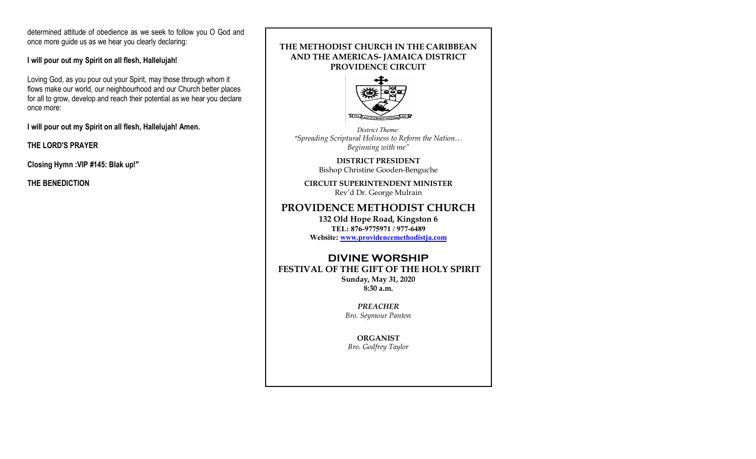determined attitude of obedience as we seek to follow you O God and once more guide us as we hear you clearly declaring:

**I will pour out my Spirit on all flesh, Hallelujah!**

Loving God, as you pour out your Spirit, may those through whom it flows make our world, our neighbourhood and our Church better places for all to grow, develop and reach their potential as we hear you declare once more:

**I will pour out my Spirit on all flesh, Hallelujah! Amen.**

**THE LORD'S PRAYER**

**Closing Hymn :VIP #145: Blak up!"**

**THE BENEDICTION**

**THE METHODIST CHURCH IN THE CARIBBEAN AND THE AMERICAS- JAMAICA DISTRICT PROVIDENCE CIRCUIT**

*District Theme:*
*"Spreading Scriptural Holiness to Reform the Nation… Beginning with me"*

**DISTRICT PRESIDENT**
Bishop Christine Gooden-Benguche

**CIRCUIT SUPERINTENDENT MINISTER**
Rev'd Dr. George Mulrain

# PROVIDENCE METHODIST CHURCH

**132 Old Hope Road, Kingston 6**
**TEL: 876-9775971 / 977-6489**
**Website: www.providencemethodistja.com**

## DIVINE WORSHIP

## FESTIVAL OF THE GIFT OF THE HOLY SPIRIT

**Sunday, May 31, 2020**
**8:30 a.m.**

***PREACHER***
*Bro. Seymour Panton*

**ORGANIST**
*Bro. Godfrey Taylor*